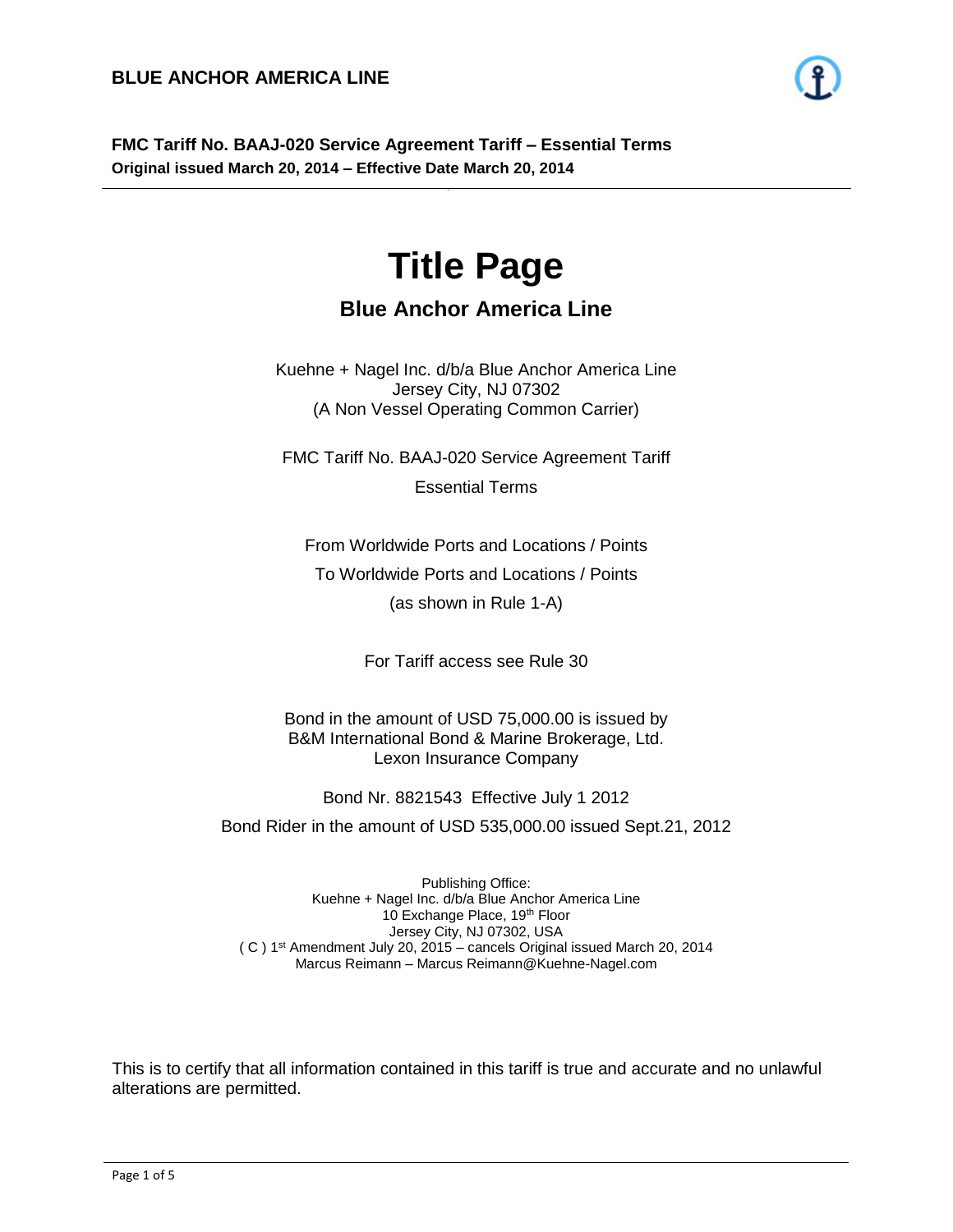**BLUE ANCHOR AMERICA LINE**

**FMC Tariff No. BAAJ-020 Service Agreement Tariff – Essential Terms**
**Original issued March 20, 2014 – Effective Date March 20, 2014**

# Title Page

## Blue Anchor America Line

Kuehne + Nagel Inc. d/b/a Blue Anchor America Line
Jersey City, NJ 07302
(A Non Vessel Operating Common Carrier)

FMC Tariff No. BAAJ-020 Service Agreement Tariff

Essential Terms

From Worldwide Ports and Locations / Points

To Worldwide Ports and Locations / Points

(as shown in Rule 1-A)

For Tariff access see Rule 30

Bond in the amount of USD 75,000.00 is issued by
B&M International Bond & Marine Brokerage, Ltd.
Lexon Insurance Company

Bond Nr. 8821543 Effective July 1 2012

Bond Rider in the amount of USD 535,000.00 issued Sept.21, 2012

Publishing Office:
Kuehne + Nagel Inc. d/b/a Blue Anchor America Line
10 Exchange Place, 19th Floor
Jersey City, NJ 07302, USA
( C ) 1st Amendment July 20, 2015 – cancels Original issued March 20, 2014
Marcus Reimann – Marcus Reimann@Kuehne-Nagel.com

This is to certify that all information contained in this tariff is true and accurate and no unlawful alterations are permitted.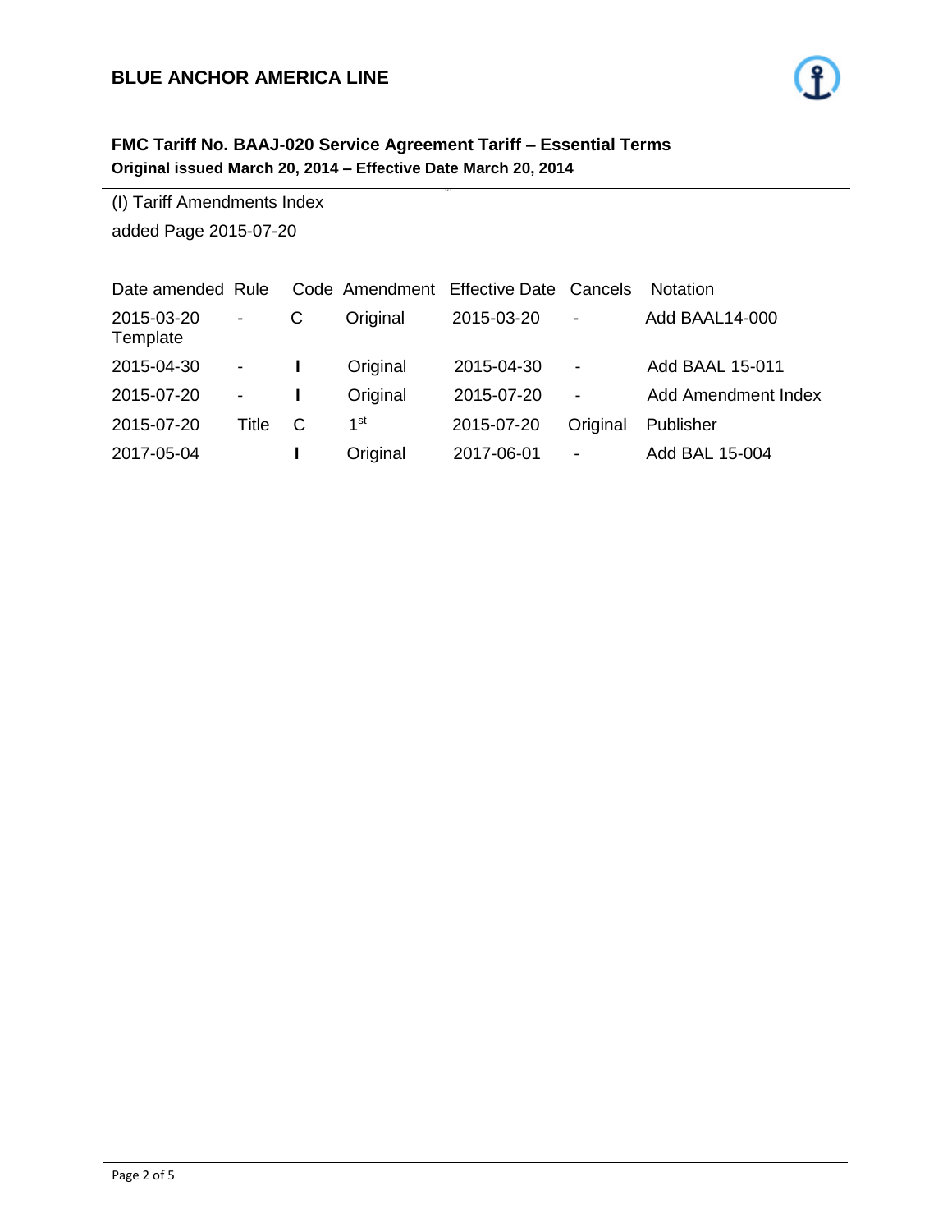**BLUE ANCHOR AMERICA LINE**

**FMC Tariff No. BAAJ-020 Service Agreement Tariff – Essential Terms**
**Original issued March 20, 2014 – Effective Date March 20, 2014**

(I) Tariff Amendments Index
added Page 2015-07-20

| Date amended | Rule | Code | Amendment | Effective Date | Cancels | Notation |
|---|---|---|---|---|---|---|
| 2015-03-20 Template | - | C | Original | 2015-03-20 | - | Add BAAL14-000 |
| 2015-04-30 | - | I | Original | 2015-04-30 | - | Add BAAL 15-011 |
| 2015-07-20 | - | I | Original | 2015-07-20 | - | Add Amendment Index |
| 2015-07-20 | Title | C | 1st | 2015-07-20 | Original | Publisher |
| 2017-05-04 | | I | Original | 2017-06-01 | - | Add BAL 15-004 |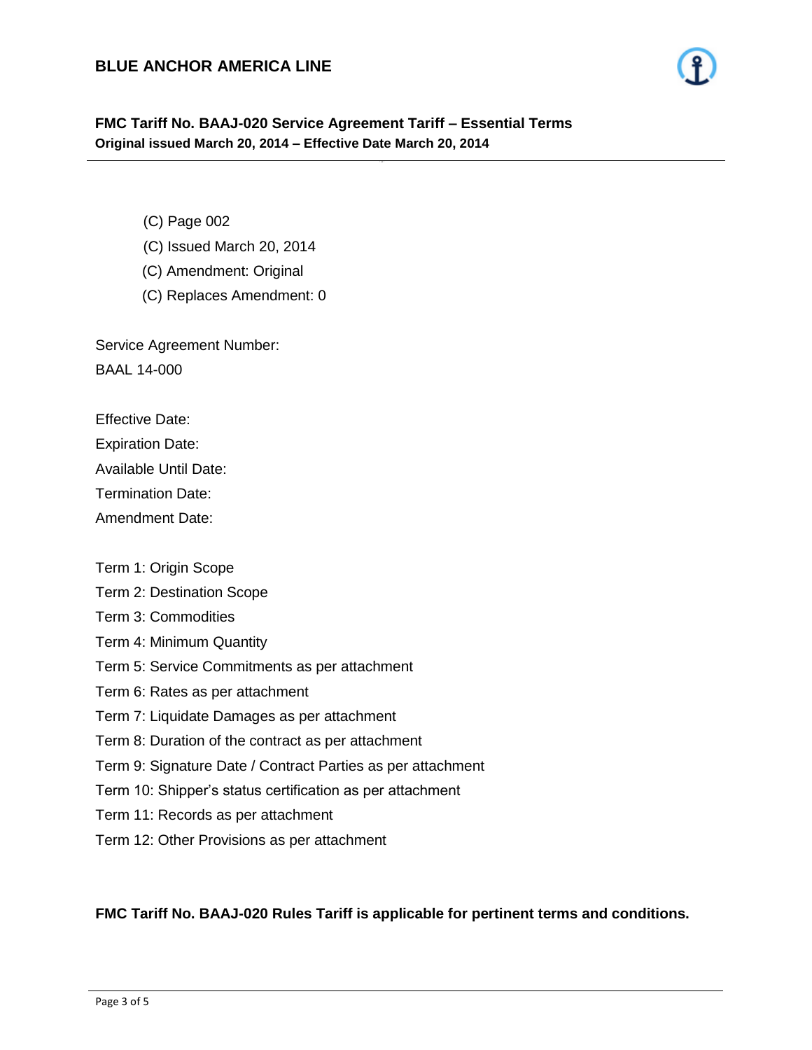(C) Page 002

(C) Issued March 20, 2014

(C) Amendment: Original

(C) Replaces Amendment: 0

Service Agreement Number:
BAAL 14-000

Effective Date:
Expiration Date:
Available Until Date:
Termination Date:
Amendment Date:

Term 1: Origin Scope
Term 2: Destination Scope
Term 3: Commodities
Term 4: Minimum Quantity
Term 5: Service Commitments as per attachment
Term 6: Rates as per attachment
Term 7: Liquidate Damages as per attachment
Term 8: Duration of the contract as per attachment
Term 9: Signature Date / Contract Parties as per attachment
Term 10: Shipper's status certification as per attachment
Term 11: Records as per attachment
Term 12: Other Provisions as per attachment

**FMC Tariff No. BAAJ-020 Rules Tariff is applicable for pertinent terms and conditions.**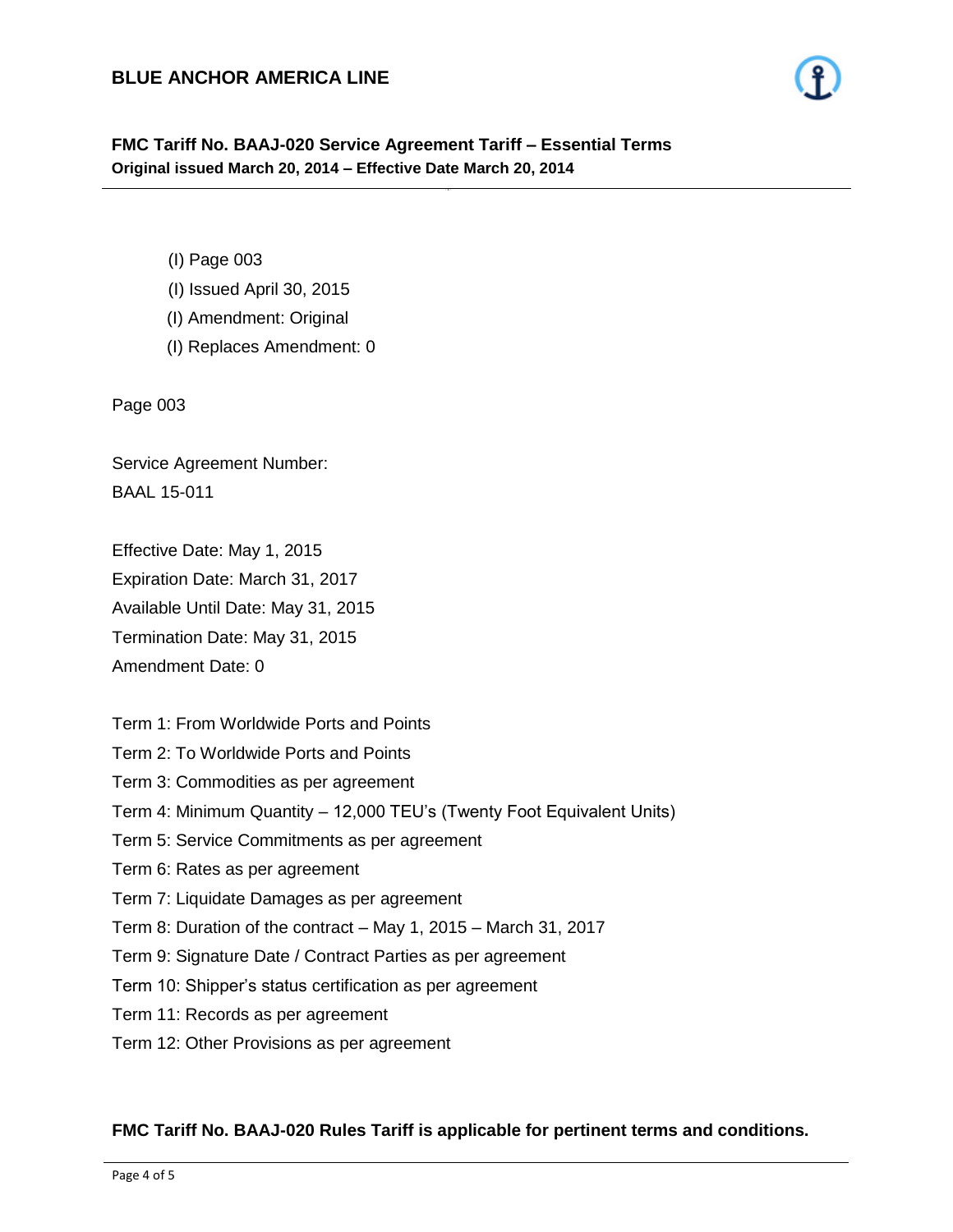(I) Page 003

(I) Issued April 30, 2015

(I) Amendment: Original

(I) Replaces Amendment: 0

Page 003

Service Agreement Number:
BAAL 15-011

Effective Date: May 1, 2015
Expiration Date: March 31, 2017
Available Until Date: May 31, 2015
Termination Date: May 31, 2015
Amendment Date: 0

Term 1: From Worldwide Ports and Points
Term 2: To Worldwide Ports and Points
Term 3: Commodities as per agreement
Term 4: Minimum Quantity – 12,000 TEU's (Twenty Foot Equivalent Units)
Term 5: Service Commitments as per agreement
Term 6: Rates as per agreement
Term 7: Liquidate Damages as per agreement
Term 8: Duration of the contract – May 1, 2015 – March 31, 2017
Term 9: Signature Date / Contract Parties as per agreement
Term 10: Shipper's status certification as per agreement
Term 11: Records as per agreement
Term 12: Other Provisions as per agreement

**FMC Tariff No. BAAJ-020 Rules Tariff is applicable for pertinent terms and conditions.**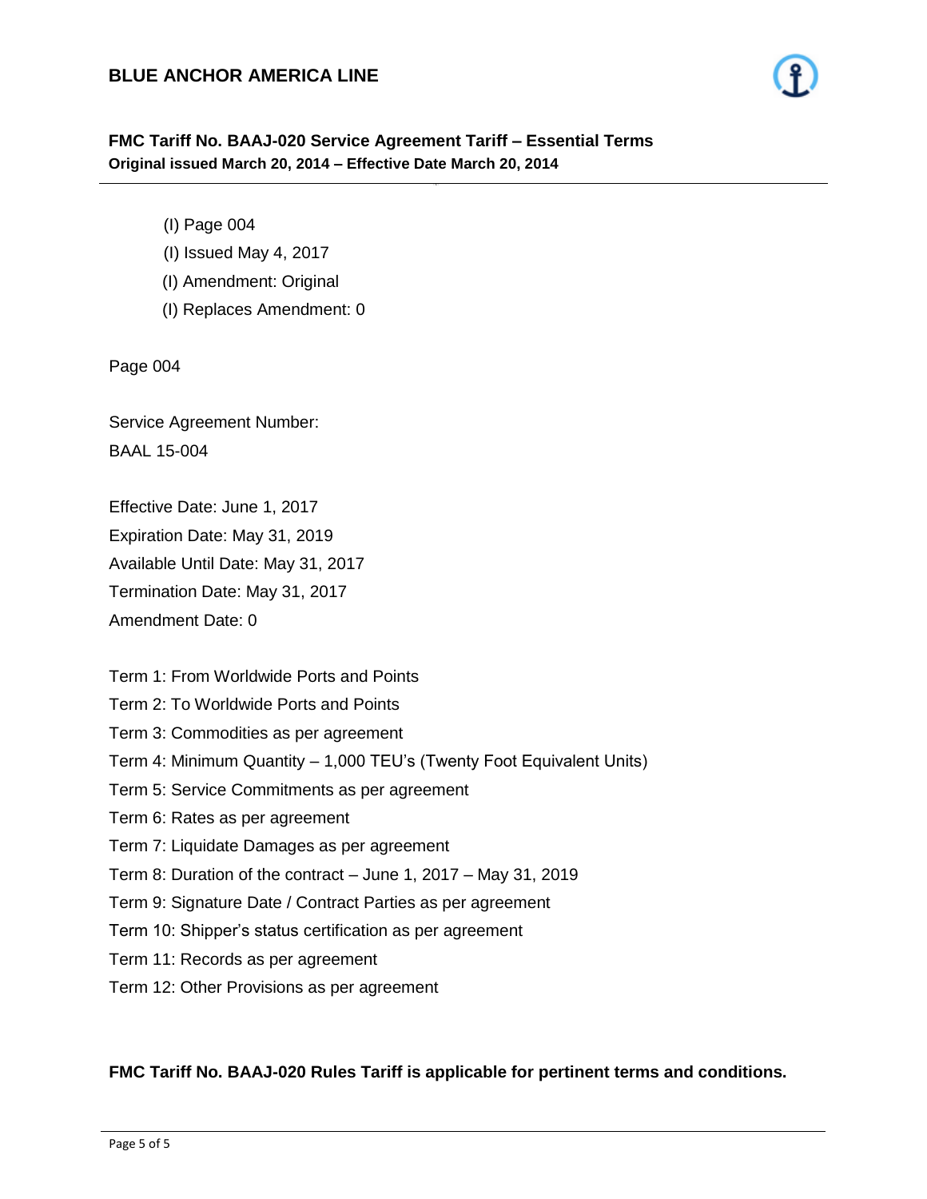(I) Page 004

(I) Issued May 4, 2017

(I) Amendment: Original

(I) Replaces Amendment: 0

Page 004

Service Agreement Number:
BAAL 15-004

Effective Date: June 1, 2017
Expiration Date: May 31, 2019
Available Until Date: May 31, 2017
Termination Date: May 31, 2017
Amendment Date: 0

Term 1: From Worldwide Ports and Points
Term 2: To Worldwide Ports and Points
Term 3: Commodities as per agreement
Term 4: Minimum Quantity – 1,000 TEU's (Twenty Foot Equivalent Units)
Term 5: Service Commitments as per agreement
Term 6: Rates as per agreement
Term 7: Liquidate Damages as per agreement
Term 8: Duration of the contract – June 1, 2017 – May 31, 2019
Term 9: Signature Date / Contract Parties as per agreement
Term 10: Shipper's status certification as per agreement
Term 11: Records as per agreement
Term 12: Other Provisions as per agreement

**FMC Tariff No. BAAJ-020 Rules Tariff is applicable for pertinent terms and conditions.**